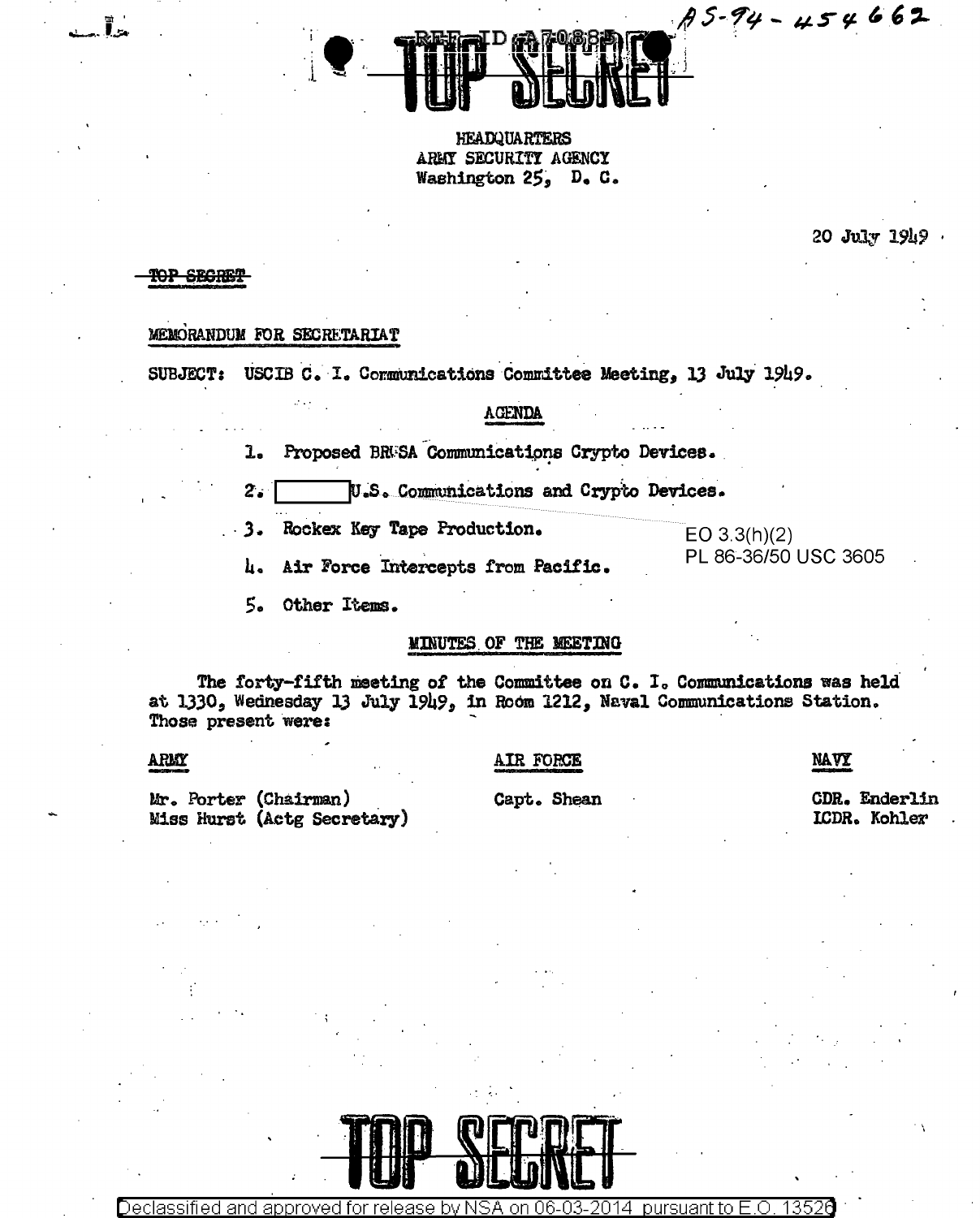AS-94-454662

REF ID:A70885

TOP SECRET

HEADQUARTERS
ARMY SECURITY AGENCY
Washington 25, D. C.

20 July 1949

~~TOP SECRET~~

MEMORANDUM FOR SECRETARIAT

SUBJECT: USCIB C. I. Communications Committee Meeting, 13 July 1949.

## AGENDA

1. Proposed BRUSA Communications Crypto Devices.
2. [          ] U.S. Communications and Crypto Devices.
3. Rockex Key Tape Production.
4. Air Force Intercepts from Pacific.
5. Other Items.

EO 3.3(h)(2)
PL 86-36/50 USC 3605

## MINUTES OF THE MEETING

The forty-fifth meeting of the Committee on C. I. Communications was held at 1330, Wednesday 13 July 1949, in Room 1212, Naval Communications Station. Those present were:

| ARMY | AIR FORCE | NAVY |
|---|---|---|
| Mr. Porter (Chairman) | Capt. Shean | CDR. Enderlin |
| Miss Hurst (Actg Secretary) | | LCDR. Kohler |

TOP SECRET

Declassified and approved for release by NSA on 06-03-2014 pursuant to E.O. 13526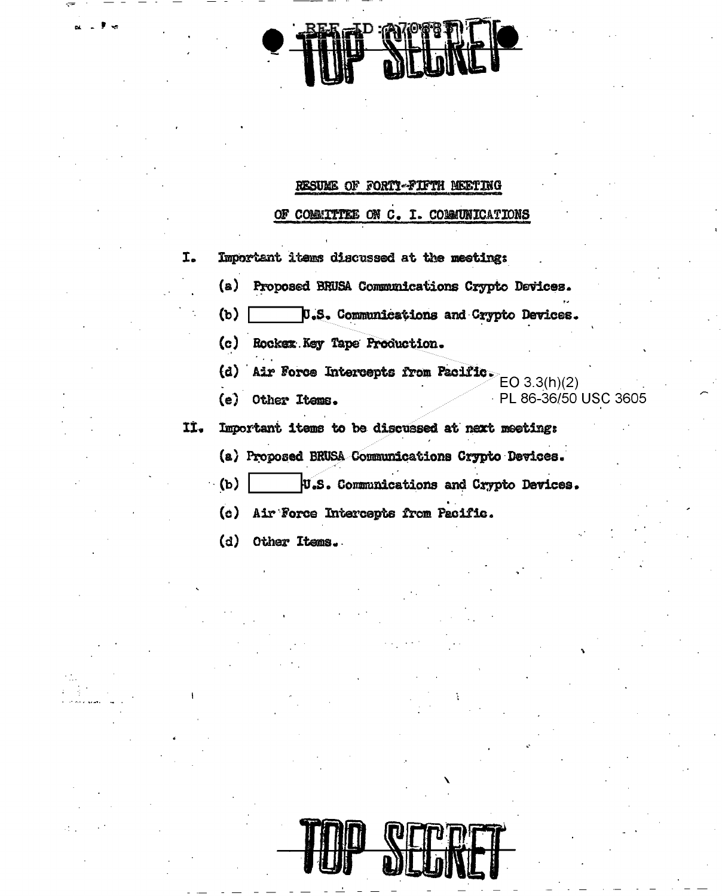TOP SECRET

## RESUME OF FORTY-FIFTH MEETING

## OF COMMITTEE ON C. I. COMMUNICATIONS

I. Important items discussed at the meeting:

   (a) Proposed BRUSA Communications Crypto Devices.

   (b) [ ] U.S. Communications and Crypto Devices.

   (c) Rockex Key Tape Production.

   (d) Air Force Intercepts from Pacific.

   (e) Other Items.

EO 3.3(h)(2)
PL 86-36/50 USC 3605

II. Important items to be discussed at next meeting:

   (a) Proposed BRUSA Communications Crypto Devices.

   (b) [ ] U.S. Communications and Crypto Devices.

   (c) Air Force Intercepts from Pacific.

   (d) Other Items.

TOP SECRET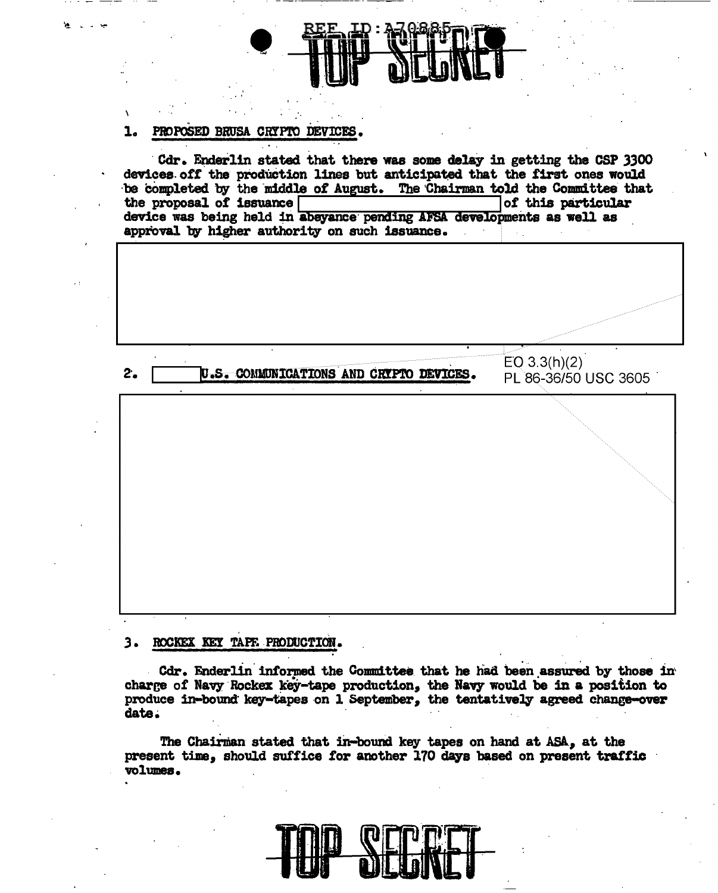REF ID:A70885

TOP SECRET

1. PROPOSED BRUSA CRYPTO DEVICES.

Cdr. Enderlin stated that there was some delay in getting the CSP 3300 devices off the production lines but anticipated that the first ones would be completed by the middle of August. The Chairman told the Committee that the proposal of issuance [ ] of this particular device was being held in abeyance pending AFSA developments as well as approval by higher authority on such issuance.

[ ]

EO 3.3(h)(2)
PL 86-36/50 USC 3605

2. [ ] U.S. COMMUNICATIONS AND CRYPTO DEVICES.

[ ]

3. ROCKEX KEY TAPE PRODUCTION.

Cdr. Enderlin informed the Committee that he had been assured by those in charge of Navy Rockex key-tape production, the Navy would be in a position to produce in-bound key-tapes on 1 September, the tentatively agreed change-over date.

The Chairman stated that in-bound key tapes on hand at ASA, at the present time, should suffice for another 170 days based on present traffic volumes.

TOP SECRET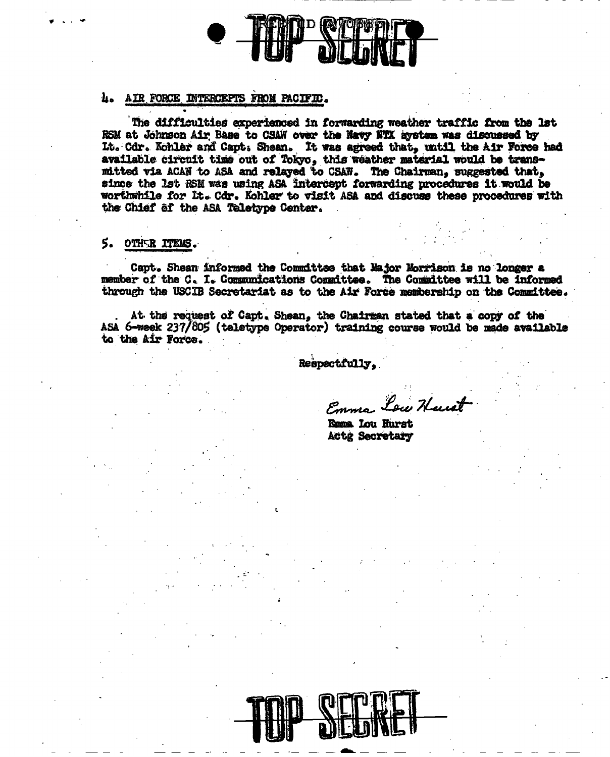TOP SECRET

4. AIR FORCE INTERCEPTS FROM PACIFIC.

The difficulties experienced in forwarding weather traffic from the 1st RSM at Johnson Air Base to CSAW over the Navy NTX system was discussed by Lt. Cdr. Kohler and Capt. Shean. It was agreed that, until the Air Force had available circuit time out of Tokyo, this weather material would be transmitted via ACAN to ASA and relayed to CSAW. The Chairman, suggested that, since the 1st RSM was using ASA intercept forwarding procedures it would be worthwhile for Lt. Cdr. Kohler to visit ASA and discuss these procedures with the Chief of the ASA Teletype Center.

5. OTHER ITEMS.

Capt. Shean informed the Committee that Major Morrison is no longer a member of the C. I. Communications Committee. The Committee will be informed through the USCIB Secretariat as to the Air Force membership on the Committee.

At the request of Capt. Shean, the Chairman stated that a copy of the ASA 6-week 237/805 (teletype Operator) training course would be made available to the Air Force.

Respectfully,

Emma Lou Hurst

Emma Lou Hurst
Actg Secretary

TOP SECRET